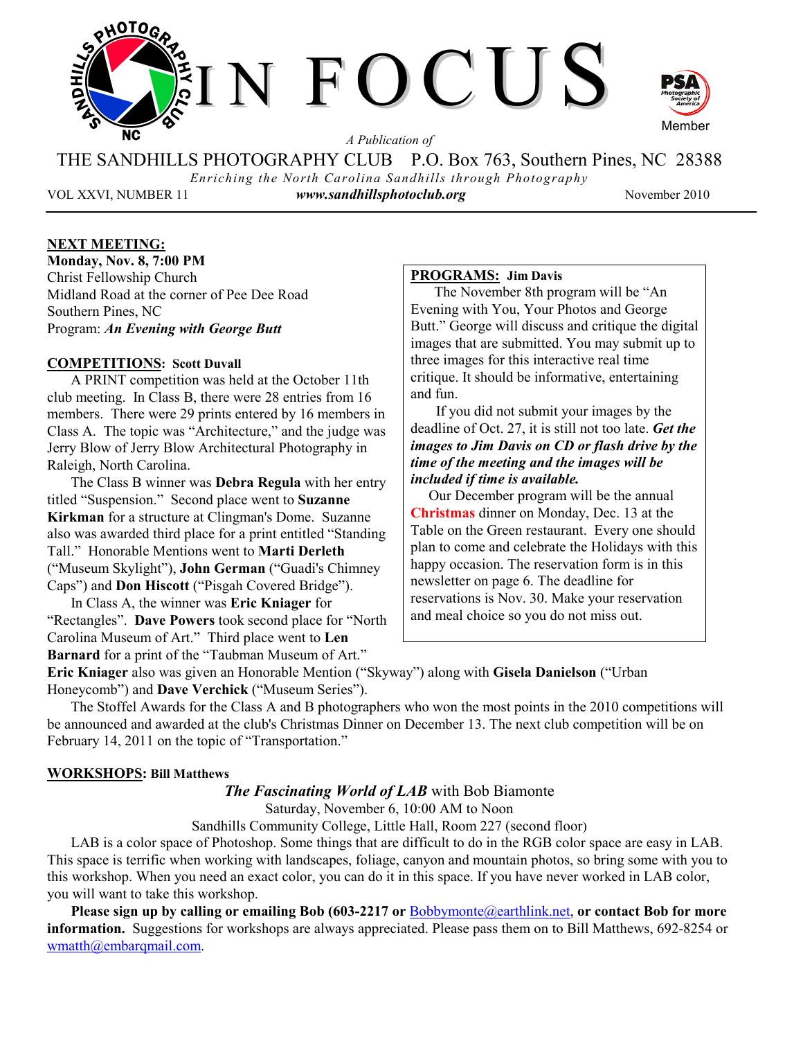# IN FOCUS

PSA Photographic Society of America Member

*A Publication of*

THE SANDHILLS PHOTOGRAPHY CLUB P.O. Box 763, Southern Pines, NC 28388

*Enriching the North Carolina Sandhills through Photography*

VOL XXVI, NUMBER 11 ***www.sandhillsphotoclub.org*** November 2010

**NEXT MEETING:**

**Monday, Nov. 8, 7:00 PM**
Christ Fellowship Church
Midland Road at the corner of Pee Dee Road
Southern Pines, NC
Program: ***An Evening with George Butt***

**COMPETITIONS: Scott Duvall**

A PRINT competition was held at the October 11th club meeting. In Class B, there were 28 entries from 16 members. There were 29 prints entered by 16 members in Class A. The topic was "Architecture," and the judge was Jerry Blow of Jerry Blow Architectural Photography in Raleigh, North Carolina.

The Class B winner was **Debra Regula** with her entry titled "Suspension." Second place went to **Suzanne Kirkman** for a structure at Clingman's Dome. Suzanne also was awarded third place for a print entitled "Standing Tall." Honorable Mentions went to **Marti Derleth** ("Museum Skylight"), **John German** ("Guadi's Chimney Caps") and **Don Hiscott** ("Pisgah Covered Bridge").

In Class A, the winner was **Eric Kniager** for "Rectangles". **Dave Powers** took second place for "North Carolina Museum of Art." Third place went to **Len Barnard** for a print of the "Taubman Museum of Art." **Eric Kniager** also was given an Honorable Mention ("Skyway") along with **Gisela Danielson** ("Urban Honeycomb") and **Dave Verchick** ("Museum Series").

The Stoffel Awards for the Class A and B photographers who won the most points in the 2010 competitions will be announced and awarded at the club's Christmas Dinner on December 13. The next club competition will be on February 14, 2011 on the topic of "Transportation."

**PROGRAMS: Jim Davis**

The November 8th program will be "An Evening with You, Your Photos and George Butt." George will discuss and critique the digital images that are submitted. You may submit up to three images for this interactive real time critique. It should be informative, entertaining and fun.

If you did not submit your images by the deadline of Oct. 27, it is still not too late. ***Get the images to Jim Davis on CD or flash drive by the time of the meeting and the images will be included if time is available.***

Our December program will be the annual **Christmas** dinner on Monday, Dec. 13 at the Table on the Green restaurant. Every one should plan to come and celebrate the Holidays with this happy occasion. The reservation form is in this newsletter on page 6. The deadline for reservations is Nov. 30. Make your reservation and meal choice so you do not miss out.

**WORKSHOPS: Bill Matthews**

***The Fascinating World of LAB*** with Bob Biamonte
Saturday, November 6, 10:00 AM to Noon
Sandhills Community College, Little Hall, Room 227 (second floor)

LAB is a color space of Photoshop. Some things that are difficult to do in the RGB color space are easy in LAB. This space is terrific when working with landscapes, foliage, canyon and mountain photos, so bring some with you to this workshop. When you need an exact color, you can do it in this space. If you have never worked in LAB color, you will want to take this workshop.

**Please sign up by calling or emailing Bob (603-2217 or** Bobbymonte@earthlink.net, **or contact Bob for more information.** Suggestions for workshops are always appreciated. Please pass them on to Bill Matthews, 692-8254 or wmatth@embarqmail.com.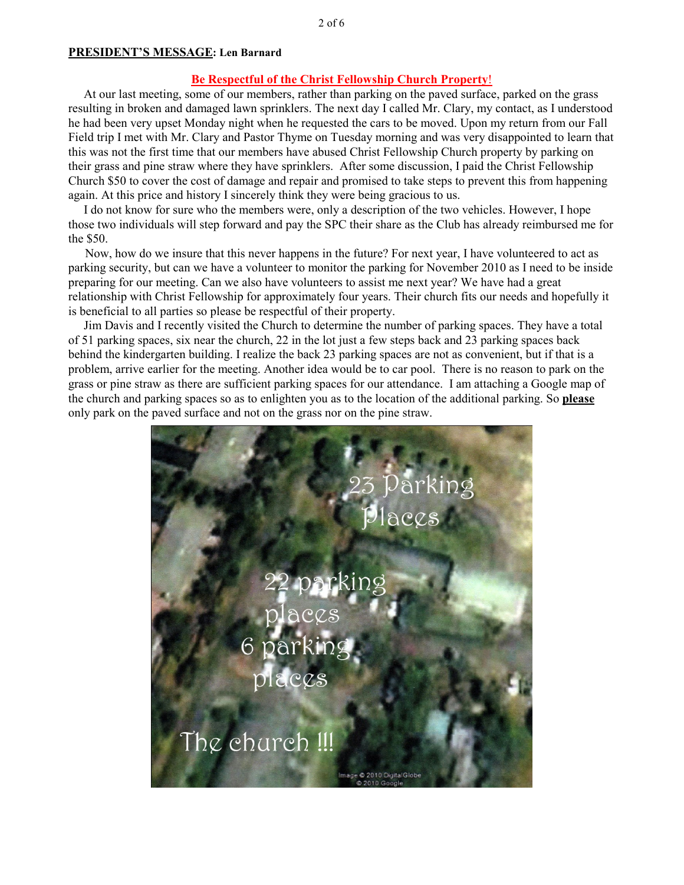## PRESIDENT'S MESSAGE: Len Barnard

**Be Respectful of the Christ Fellowship Church Property!**

At our last meeting, some of our members, rather than parking on the paved surface, parked on the grass resulting in broken and damaged lawn sprinklers. The next day I called Mr. Clary, my contact, as I understood he had been very upset Monday night when he requested the cars to be moved. Upon my return from our Fall Field trip I met with Mr. Clary and Pastor Thyme on Tuesday morning and was very disappointed to learn that this was not the first time that our members have abused Christ Fellowship Church property by parking on their grass and pine straw where they have sprinklers. After some discussion, I paid the Christ Fellowship Church $50 to cover the cost of damage and repair and promised to take steps to prevent this from happening again. At this price and history I sincerely think they were being gracious to us.

I do not know for sure who the members were, only a description of the two vehicles. However, I hope those two individuals will step forward and pay the SPC their share as the Club has already reimbursed me for the $50.

Now, how do we insure that this never happens in the future? For next year, I have volunteered to act as parking security, but can we have a volunteer to monitor the parking for November 2010 as I need to be inside preparing for our meeting. Can we also have volunteers to assist me next year? We have had a great relationship with Christ Fellowship for approximately four years. Their church fits our needs and hopefully it is beneficial to all parties so please be respectful of their property.

Jim Davis and I recently visited the Church to determine the number of parking spaces. They have a total of 51 parking spaces, six near the church, 22 in the lot just a few steps back and 23 parking spaces back behind the kindergarten building. I realize the back 23 parking spaces are not as convenient, but if that is a problem, arrive earlier for the meeting. Another idea would be to car pool. There is no reason to park on the grass or pine straw as there are sufficient parking spaces for our attendance. I am attaching a Google map of the church and parking spaces so as to enlighten you as to the location of the additional parking. So **please** only park on the paved surface and not on the grass nor on the pine straw.

23 Parking Places

22 parking places

6 parking places

The church !!!

Image © 2010 DigitalGlobe
© 2010 Google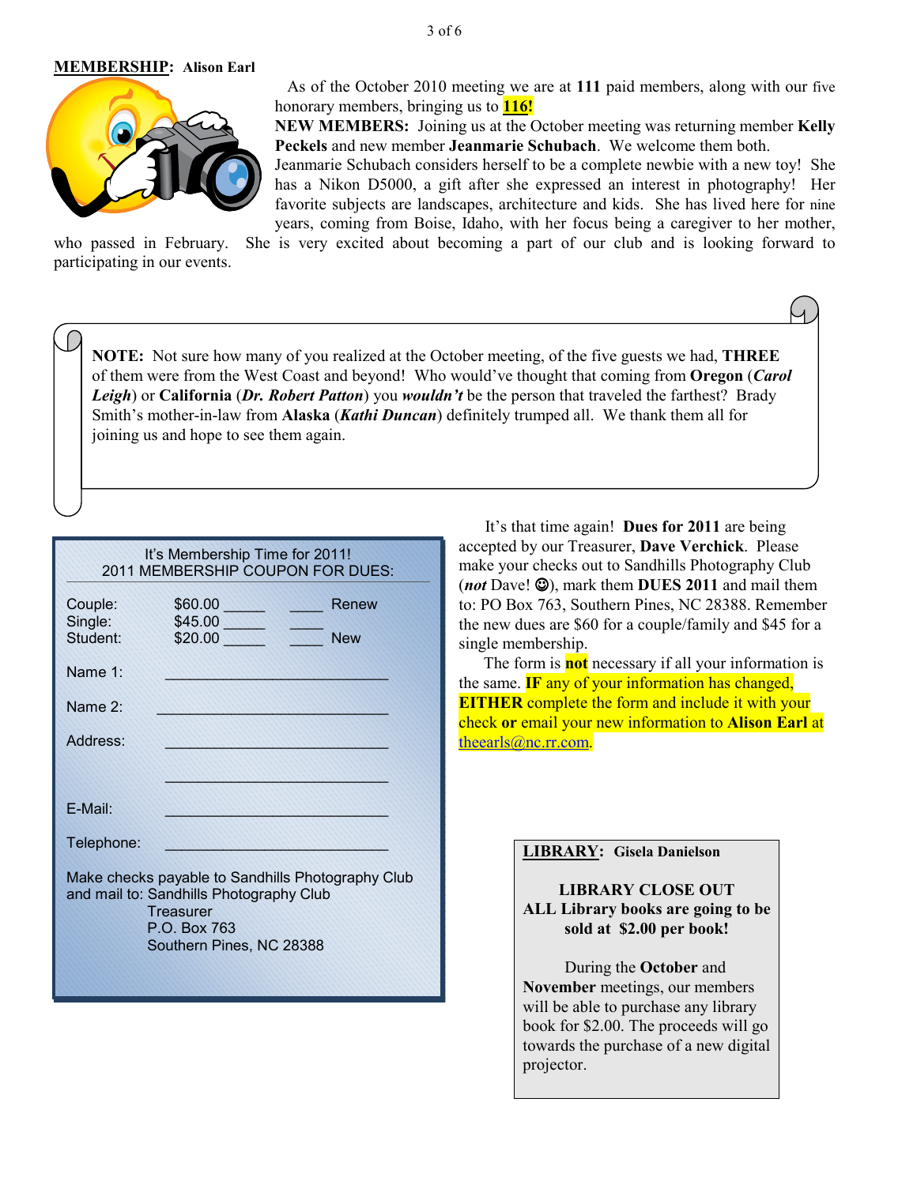**MEMBERSHIP: Alison Earl**

As of the October 2010 meeting we are at **111** paid members, along with our five honorary members, bringing us to **116!**

**NEW MEMBERS:** Joining us at the October meeting was returning member **Kelly Peckels** and new member **Jeanmarie Schubach**. We welcome them both. Jeanmarie Schubach considers herself to be a complete newbie with a new toy! She has a Nikon D5000, a gift after she expressed an interest in photography! Her favorite subjects are landscapes, architecture and kids. She has lived here for nine years, coming from Boise, Idaho, with her focus being a caregiver to her mother, who passed in February. She is very excited about becoming a part of our club and is looking forward to participating in our events.

**NOTE:** Not sure how many of you realized at the October meeting, of the five guests we had, **THREE** of them were from the West Coast and beyond! Who would've thought that coming from **Oregon** (***Carol Leigh***) or **California** (***Dr. Robert Patton***) you ***wouldn't*** be the person that traveled the farthest? Brady Smith's mother-in-law from **Alaska** (***Kathi Duncan***) definitely trumped all. We thank them all for joining us and hope to see them again.

It's Membership Time for 2011!
2011 MEMBERSHIP COUPON FOR DUES:

| | | | |
|---|---|---|---|
| Couple: | $60.00 _____ | ____ | Renew |
| Single: | $45.00 _____ | ____ | |
| Student: | $20.00 _____ | ____ | New |

Name 1: ____________________________

Name 2: ____________________________

Address: ____________________________

____________________________

E-Mail: ____________________________

Telephone: ____________________________

Make checks payable to Sandhills Photography Club and mail to: Sandhills Photography Club
Treasurer
P.O. Box 763
Southern Pines, NC 28388

It's that time again! **Dues for 2011** are being accepted by our Treasurer, **Dave Verchick**. Please make your checks out to Sandhills Photography Club (***not*** Dave! ☺), mark them **DUES 2011** and mail them to: PO Box 763, Southern Pines, NC 28388. Remember the new dues are $60 for a couple/family and $45 for a single membership.

The form is **not** necessary if all your information is the same. **IF** any of your information has changed, **EITHER** complete the form and include it with your check **or** email your new information to **Alison Earl** at theearls@nc.rr.com.

**LIBRARY: Gisela Danielson**

**LIBRARY CLOSE OUT**
**ALL Library books are going to be sold at $2.00 per book!**

During the **October** and **November** meetings, our members will be able to purchase any library book for $2.00. The proceeds will go towards the purchase of a new digital projector.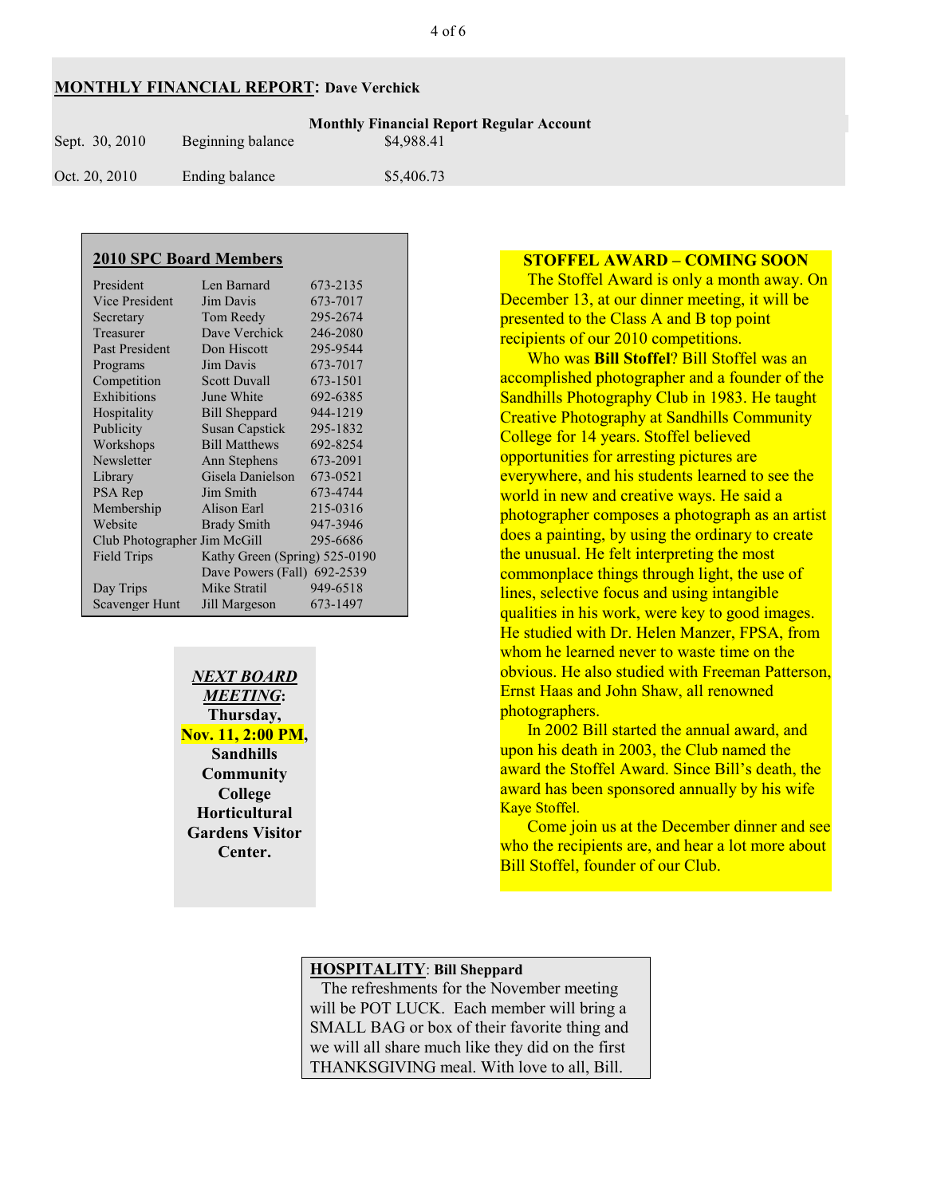## MONTHLY FINANCIAL REPORT: Dave Verchick

**Monthly Financial Report Regular Account**

| | | |
|---|---|---|
| Sept. 30, 2010 | Beginning balance | $4,988.41 |
| Oct. 20, 2010 | Ending balance | $5,406.73 |

## 2010 SPC Board Members

| Position | Name | Phone |
|---|---|---|
| President | Len Barnard | 673-2135 |
| Vice President | Jim Davis | 673-7017 |
| Secretary | Tom Reedy | 295-2674 |
| Treasurer | Dave Verchick | 246-2080 |
| Past President | Don Hiscott | 295-9544 |
| Programs | Jim Davis | 673-7017 |
| Competition | Scott Duvall | 673-1501 |
| Exhibitions | June White | 692-6385 |
| Hospitality | Bill Sheppard | 944-1219 |
| Publicity | Susan Capstick | 295-1832 |
| Workshops | Bill Matthews | 692-8254 |
| Newsletter | Ann Stephens | 673-2091 |
| Library | Gisela Danielson | 673-0521 |
| PSA Rep | Jim Smith | 673-4744 |
| Membership | Alison Earl | 215-0316 |
| Website | Brady Smith | 947-3946 |
| Club Photographer | Jim McGill | 295-6686 |
| Field Trips | Kathy Green (Spring) | 525-0190 |
| | Dave Powers (Fall) | 692-2539 |
| Day Trips | Mike Stratil | 949-6518 |
| Scavenger Hunt | Jill Margeson | 673-1497 |

***NEXT BOARD MEETING*:** **Thursday, Nov. 11, 2:00 PM, Sandhills Community College Horticultural Gardens Visitor Center.**

## STOFFEL AWARD – COMING SOON

The Stoffel Award is only a month away. On December 13, at our dinner meeting, it will be presented to the Class A and B top point recipients of our 2010 competitions.

Who was **Bill Stoffel**? Bill Stoffel was an accomplished photographer and a founder of the Sandhills Photography Club in 1983. He taught Creative Photography at Sandhills Community College for 14 years. Stoffel believed opportunities for arresting pictures are everywhere, and his students learned to see the world in new and creative ways. He said a photographer composes a photograph as an artist does a painting, by using the ordinary to create the unusual. He felt interpreting the most commonplace things through light, the use of lines, selective focus and using intangible qualities in his work, were key to good images. He studied with Dr. Helen Manzer, FPSA, from whom he learned never to waste time on the obvious. He also studied with Freeman Patterson, Ernst Haas and John Shaw, all renowned photographers.

In 2002 Bill started the annual award, and upon his death in 2003, the Club named the award the Stoffel Award. Since Bill's death, the award has been sponsored annually by his wife Kaye Stoffel.

Come join us at the December dinner and see who the recipients are, and hear a lot more about Bill Stoffel, founder of our Club.

## HOSPITALITY: Bill Sheppard

The refreshments for the November meeting will be POT LUCK. Each member will bring a SMALL BAG or box of their favorite thing and we will all share much like they did on the first THANKSGIVING meal. With love to all, Bill.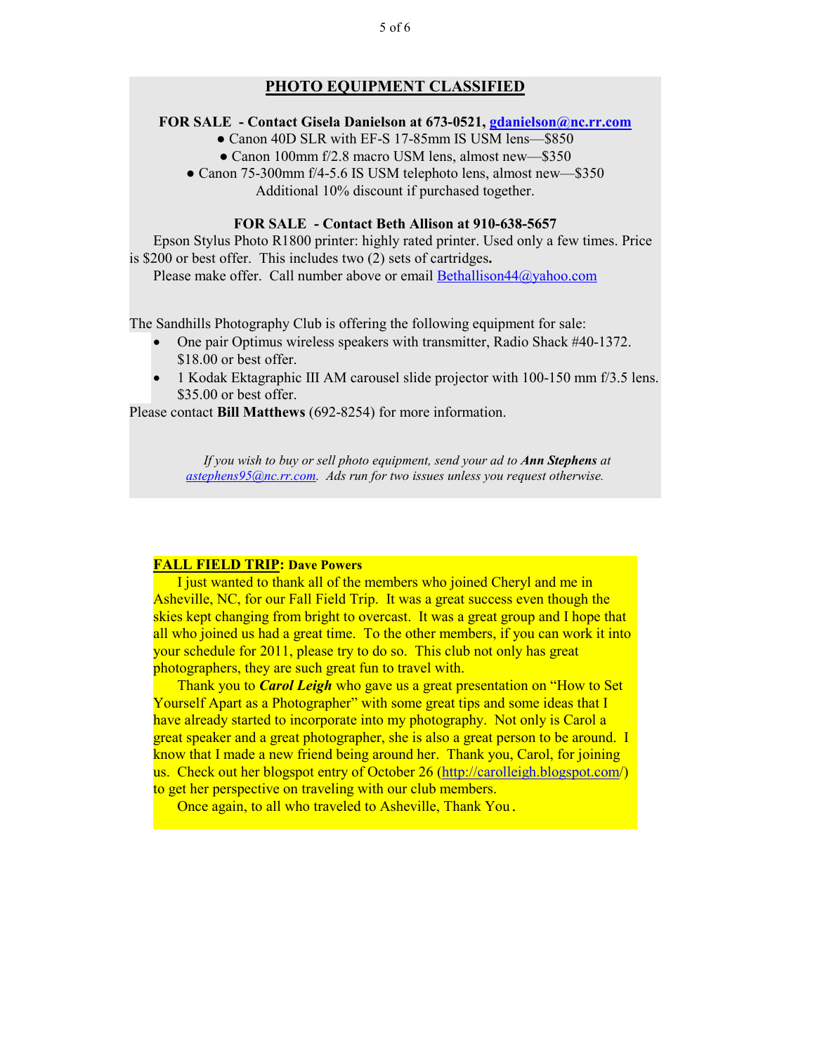## PHOTO EQUIPMENT CLASSIFIED

**FOR SALE - Contact Gisela Danielson at 673-0521, gdanielson@nc.rr.com**

- Canon 40D SLR with EF-S 17-85mm IS USM lens—$850
- Canon 100mm f/2.8 macro USM lens, almost new—$350
- Canon 75-300mm f/4-5.6 IS USM telephoto lens, almost new—$350

Additional 10% discount if purchased together.

**FOR SALE - Contact Beth Allison at 910-638-5657**

Epson Stylus Photo R1800 printer: highly rated printer. Used only a few times. Price is $200 or best offer. This includes two (2) sets of cartridges**.**

Please make offer. Call number above or email Bethallison44@yahoo.com

The Sandhills Photography Club is offering the following equipment for sale:

- One pair Optimus wireless speakers with transmitter, Radio Shack #40-1372. $18.00 or best offer.
- 1 Kodak Ektagraphic III AM carousel slide projector with 100-150 mm f/3.5 lens. $35.00 or best offer.

Please contact **Bill Matthews** (692-8254) for more information.

*If you wish to buy or sell photo equipment, send your ad to **Ann Stephens** at astephens95@nc.rr.com. Ads run for two issues unless you request otherwise.*

**FALL FIELD TRIP: Dave Powers**

I just wanted to thank all of the members who joined Cheryl and me in Asheville, NC, for our Fall Field Trip. It was a great success even though the skies kept changing from bright to overcast. It was a great group and I hope that all who joined us had a great time. To the other members, if you can work it into your schedule for 2011, please try to do so. This club not only has great photographers, they are such great fun to travel with.

Thank you to ***Carol Leigh*** who gave us a great presentation on "How to Set Yourself Apart as a Photographer" with some great tips and some ideas that I have already started to incorporate into my photography. Not only is Carol a great speaker and a great photographer, she is also a great person to be around. I know that I made a new friend being around her. Thank you, Carol, for joining us. Check out her blogspot entry of October 26 (http://carolleigh.blogspot.com/) to get her perspective on traveling with our club members.

Once again, to all who traveled to Asheville, Thank You.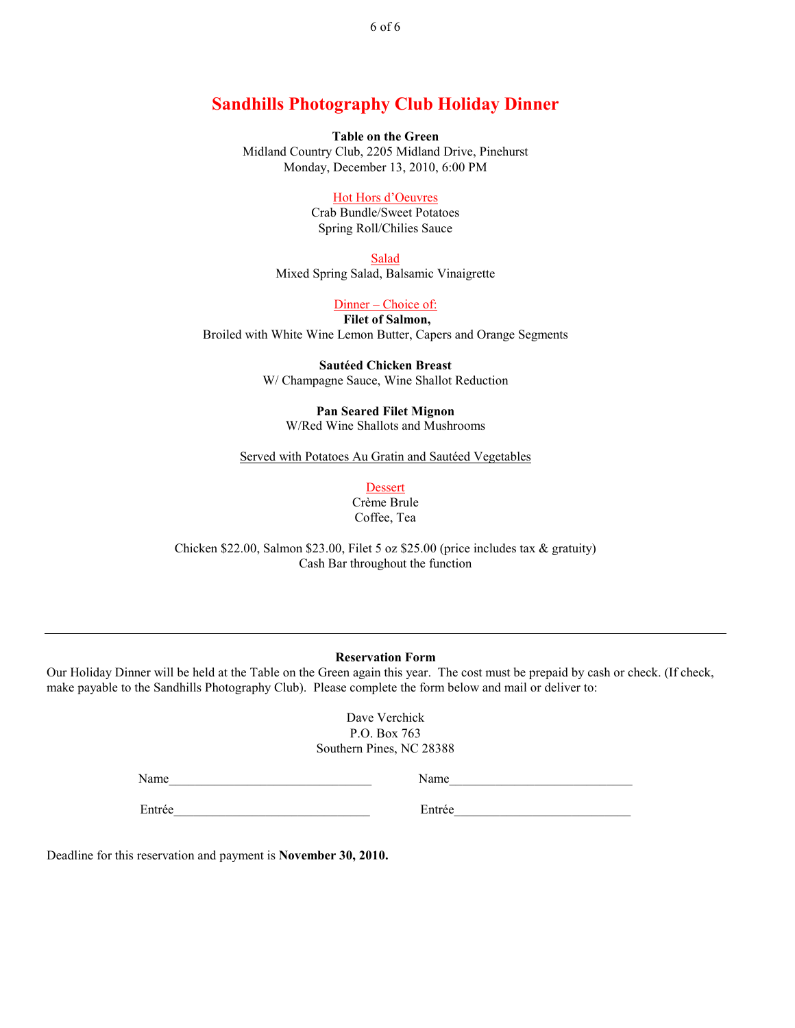# Sandhills Photography Club Holiday Dinner

**Table on the Green**
Midland Country Club, 2205 Midland Drive, Pinehurst
Monday, December 13, 2010, 6:00 PM

Hot Hors d'Oeuvres
Crab Bundle/Sweet Potatoes
Spring Roll/Chilies Sauce

Salad
Mixed Spring Salad, Balsamic Vinaigrette

Dinner – Choice of:
**Filet of Salmon,**
Broiled with White Wine Lemon Butter, Capers and Orange Segments

**Sautéed Chicken Breast**
W/ Champagne Sauce, Wine Shallot Reduction

**Pan Seared Filet Mignon**
W/Red Wine Shallots and Mushrooms

Served with Potatoes Au Gratin and Sautéed Vegetables

Dessert
Crème Brule
Coffee, Tea

Chicken $22.00, Salmon $23.00, Filet 5 oz $25.00 (price includes tax & gratuity)
Cash Bar throughout the function

---

**Reservation Form**

Our Holiday Dinner will be held at the Table on the Green again this year. The cost must be prepaid by cash or check. (If check, make payable to the Sandhills Photography Club). Please complete the form below and mail or deliver to:

Dave Verchick
P.O. Box 763
Southern Pines, NC 28388

Name______________________________ Name___________________________

Entrée______________________________ Entrée__________________________

Deadline for this reservation and payment is **November 30, 2010.**